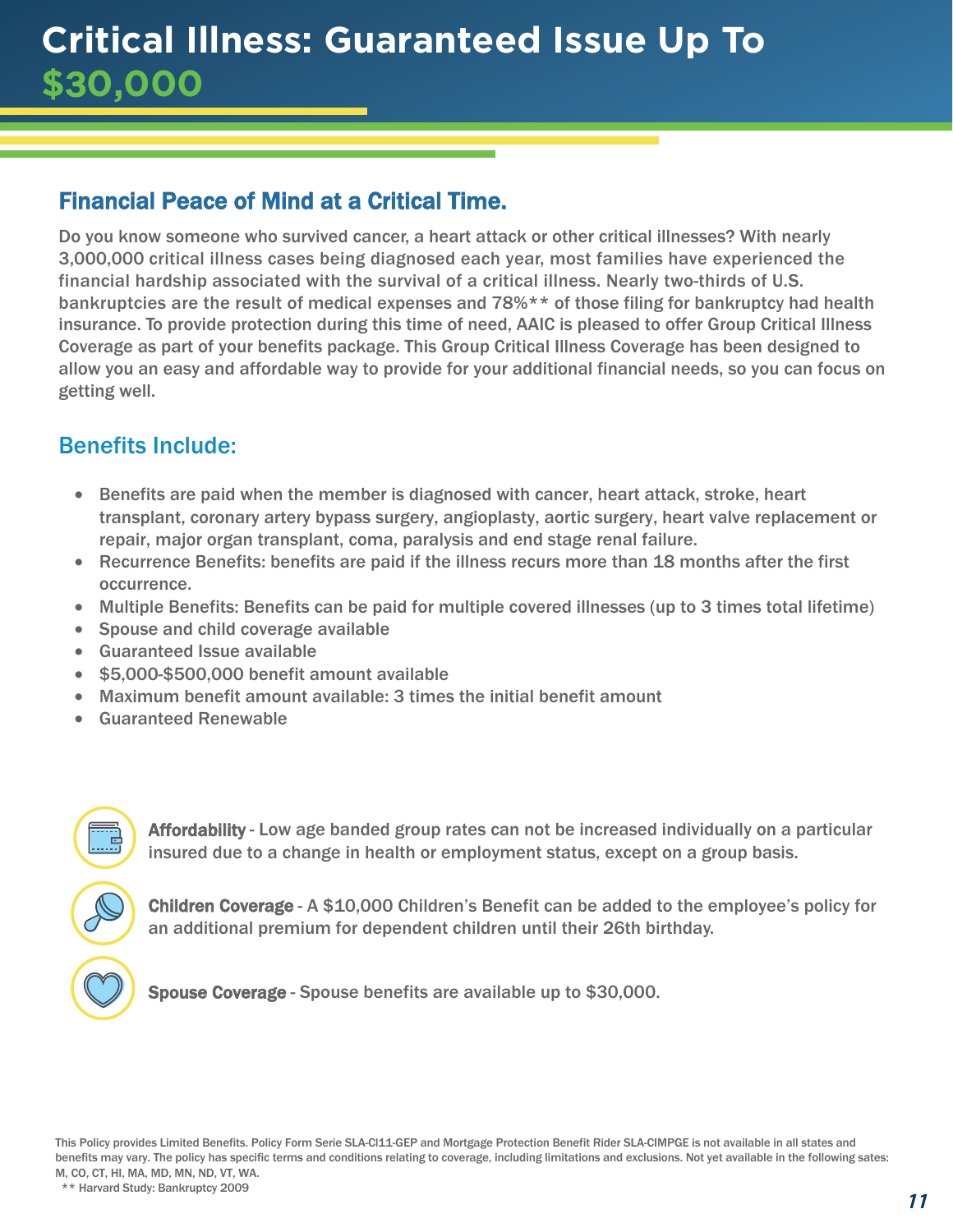# Critical Illness: Guaranteed Issue Up To $30,000

## Financial Peace of Mind at a Critical Time.

Do you know someone who survived cancer, a heart attack or other critical illnesses? With nearly 3,000,000 critical illness cases being diagnosed each year, most families have experienced the financial hardship associated with the survival of a critical illness. Nearly two-thirds of U.S. bankruptcies are the result of medical expenses and 78%** of those filing for bankruptcy had health insurance. To provide protection during this time of need, AAIC is pleased to offer Group Critical Illness Coverage as part of your benefits package. This Group Critical Illness Coverage has been designed to allow you an easy and affordable way to provide for your additional financial needs, so you can focus on getting well.

## Benefits Include:

- Benefits are paid when the member is diagnosed with cancer, heart attack, stroke, heart transplant, coronary artery bypass surgery, angioplasty, aortic surgery, heart valve replacement or repair, major organ transplant, coma, paralysis and end stage renal failure.
- Recurrence Benefits: benefits are paid if the illness recurs more than 18 months after the first occurrence.
- Multiple Benefits: Benefits can be paid for multiple covered illnesses (up to 3 times total lifetime)
- Spouse and child coverage available
- Guaranteed Issue available
- $5,000-$500,000 benefit amount available
- Maximum benefit amount available: 3 times the initial benefit amount
- Guaranteed Renewable

**Affordability** - Low age banded group rates can not be increased individually on a particular insured due to a change in health or employment status, except on a group basis.

**Children Coverage** - A $10,000 Children's Benefit can be added to the employee's policy for an additional premium for dependent children until their 26th birthday.

**Spouse Coverage** - Spouse benefits are available up to $30,000.

This Policy provides Limited Benefits. Policy Form Serie SLA-CI11-GEP and Mortgage Protection Benefit Rider SLA-CIMPGE is not available in all states and benefits may vary. The policy has specific terms and conditions relating to coverage, including limitations and exclusions. Not yet available in the following sates: M, CO, CT, HI, MA, MD, MN, ND, VT, WA.

** Harvard Study: Bankruptcy 2009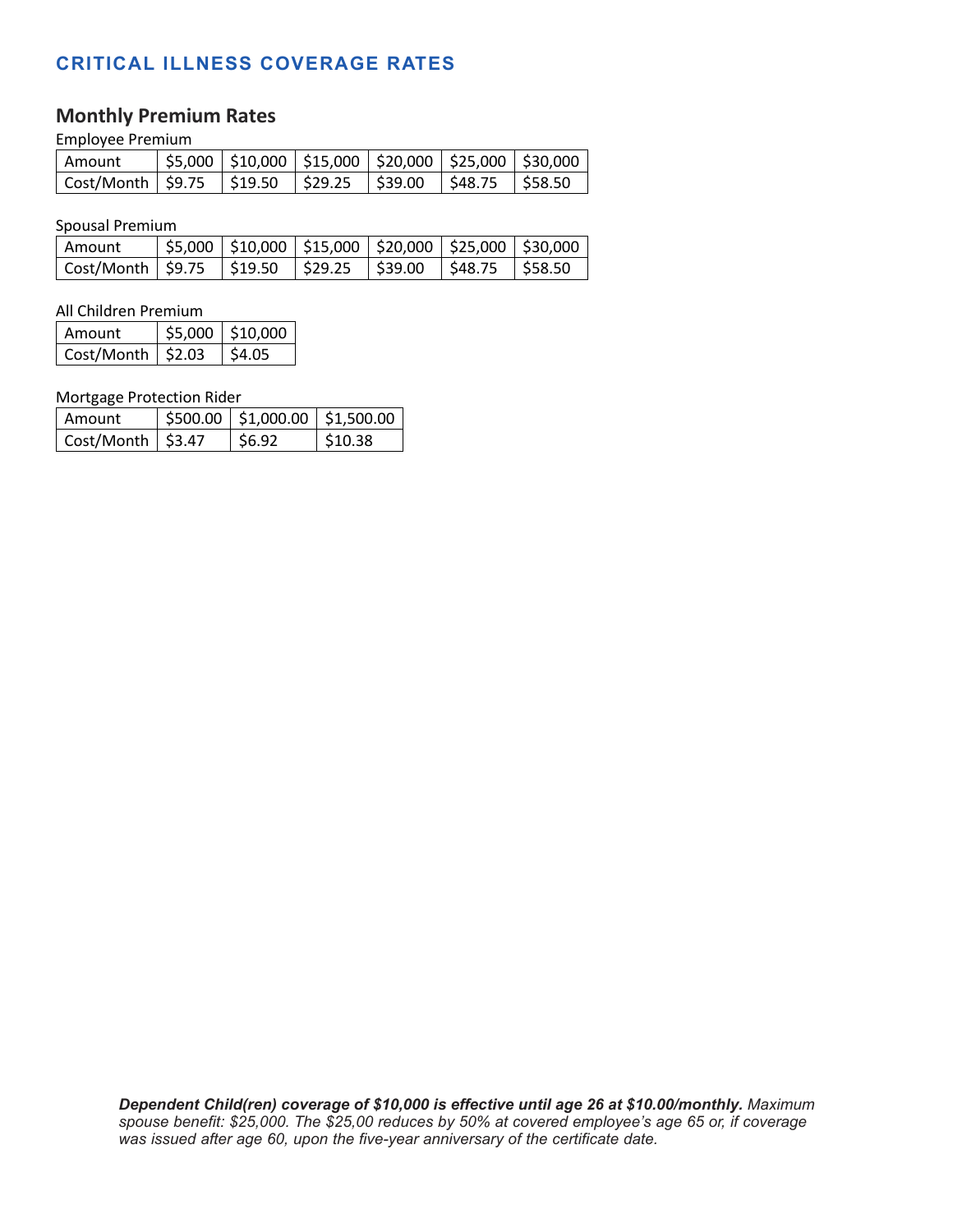## CRITICAL ILLNESS COVERAGE RATES

### Monthly Premium Rates

Employee Premium

| Amount | $5,000 | $10,000 | $15,000 | $20,000 | $25,000 | $30,000 |
|---|---|---|---|---|---|---|
| Cost/Month | $9.75 | $19.50 | $29.25 | $39.00 | $48.75 | $58.50 |

Spousal Premium

| Amount | $5,000 | $10,000 | $15,000 | $20,000 | $25,000 | $30,000 |
|---|---|---|---|---|---|---|
| Cost/Month | $9.75 | $19.50 | $29.25 | $39.00 | $48.75 | $58.50 |

All Children Premium

| Amount | $5,000 | $10,000 |
|---|---|---|
| Cost/Month | $2.03 | $4.05 |

Mortgage Protection Rider

| Amount | $500.00 | $1,000.00 | $1,500.00 |
|---|---|---|---|
| Cost/Month | $3.47 | $6.92 | $10.38 |

***Dependent Child(ren) coverage of $10,000 is effective until age 26 at $10.00/monthly.*** *Maximum spouse benefit: $25,000. The $25,00 reduces by 50% at covered employee's age 65 or, if coverage was issued after age 60, upon the five-year anniversary of the certificate date.*